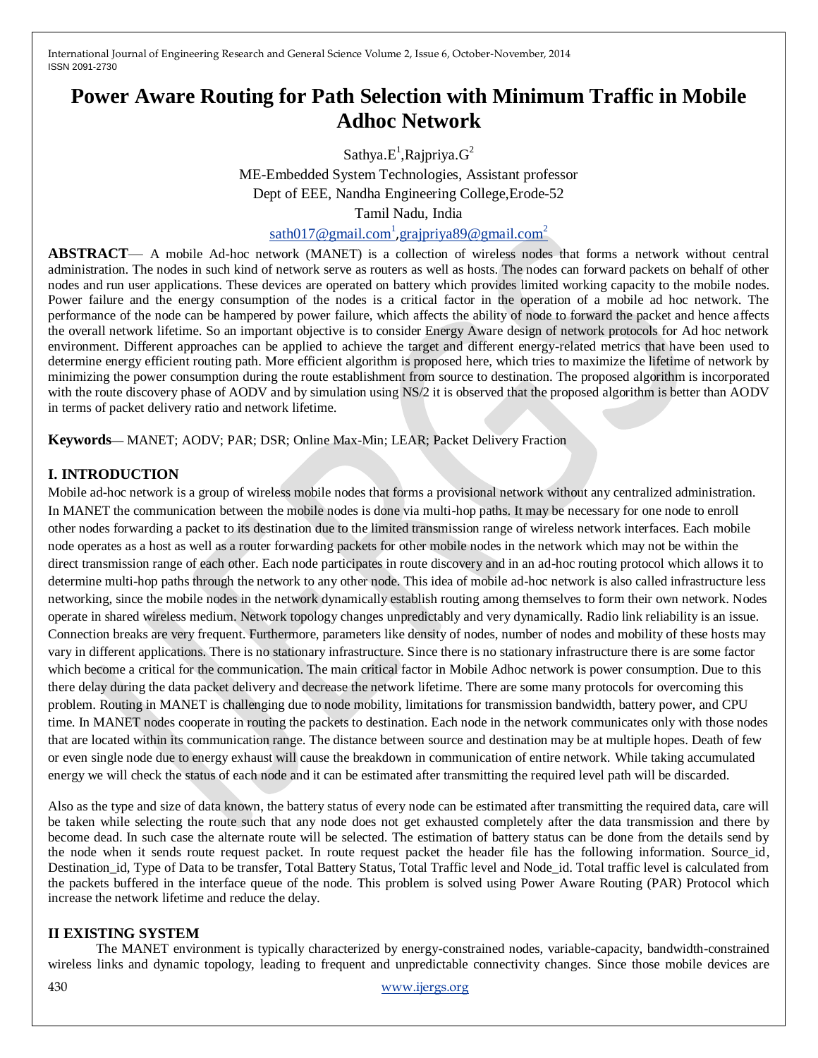# Power Aware Routing for Path Selection with Minimum Traffic in Mobile Adhoc Network

Sathya.E[1],Rajpriya.G[2]

ME-Embedded System Technologies, Assistant professor

Dept of EEE, Nandha Engineering College,Erode-52

Tamil Nadu, India

sath017@gmail.com[1],grajpriya89@gmail.com[2]

**ABSTRACT**— A mobile Ad-hoc network (MANET) is a collection of wireless nodes that forms a network without central administration. The nodes in such kind of network serve as routers as well as hosts. The nodes can forward packets on behalf of other nodes and run user applications. These devices are operated on battery which provides limited working capacity to the mobile nodes. Power failure and the energy consumption of the nodes is a critical factor in the operation of a mobile ad hoc network. The performance of the node can be hampered by power failure, which affects the ability of node to forward the packet and hence affects the overall network lifetime. So an important objective is to consider Energy Aware design of network protocols for Ad hoc network environment. Different approaches can be applied to achieve the target and different energy-related metrics that have been used to determine energy efficient routing path. More efficient algorithm is proposed here, which tries to maximize the lifetime of network by minimizing the power consumption during the route establishment from source to destination. The proposed algorithm is incorporated with the route discovery phase of AODV and by simulation using NS/2 it is observed that the proposed algorithm is better than AODV in terms of packet delivery ratio and network lifetime.

**Keywords**— MANET; AODV; PAR; DSR; Online Max-Min; LEAR; Packet Delivery Fraction

## I. INTRODUCTION

Mobile ad-hoc network is a group of wireless mobile nodes that forms a provisional network without any centralized administration. In MANET the communication between the mobile nodes is done via multi-hop paths. It may be necessary for one node to enroll other nodes forwarding a packet to its destination due to the limited transmission range of wireless network interfaces. Each mobile node operates as a host as well as a router forwarding packets for other mobile nodes in the network which may not be within the direct transmission range of each other. Each node participates in route discovery and in an ad-hoc routing protocol which allows it to determine multi-hop paths through the network to any other node. This idea of mobile ad-hoc network is also called infrastructure less networking, since the mobile nodes in the network dynamically establish routing among themselves to form their own network. Nodes operate in shared wireless medium. Network topology changes unpredictably and very dynamically. Radio link reliability is an issue. Connection breaks are very frequent. Furthermore, parameters like density of nodes, number of nodes and mobility of these hosts may vary in different applications. There is no stationary infrastructure. Since there is no stationary infrastructure there is are some factor which become a critical for the communication. The main critical factor in Mobile Adhoc network is power consumption. Due to this there delay during the data packet delivery and decrease the network lifetime. There are some many protocols for overcoming this problem. Routing in MANET is challenging due to node mobility, limitations for transmission bandwidth, battery power, and CPU time. In MANET nodes cooperate in routing the packets to destination. Each node in the network communicates only with those nodes that are located within its communication range. The distance between source and destination may be at multiple hopes. Death of few or even single node due to energy exhaust will cause the breakdown in communication of entire network. While taking accumulated energy we will check the status of each node and it can be estimated after transmitting the required level path will be discarded.

Also as the type and size of data known, the battery status of every node can be estimated after transmitting the required data, care will be taken while selecting the route such that any node does not get exhausted completely after the data transmission and there by become dead. In such case the alternate route will be selected. The estimation of battery status can be done from the details send by the node when it sends route request packet. In route request packet the header file has the following information. Source_id, Destination_id, Type of Data to be transfer, Total Battery Status, Total Traffic level and Node_id. Total traffic level is calculated from the packets buffered in the interface queue of the node. This problem is solved using Power Aware Routing (PAR) Protocol which increase the network lifetime and reduce the delay.

## II EXISTING SYSTEM

The MANET environment is typically characterized by energy-constrained nodes, variable-capacity, bandwidth-constrained wireless links and dynamic topology, leading to frequent and unpredictable connectivity changes. Since those mobile devices are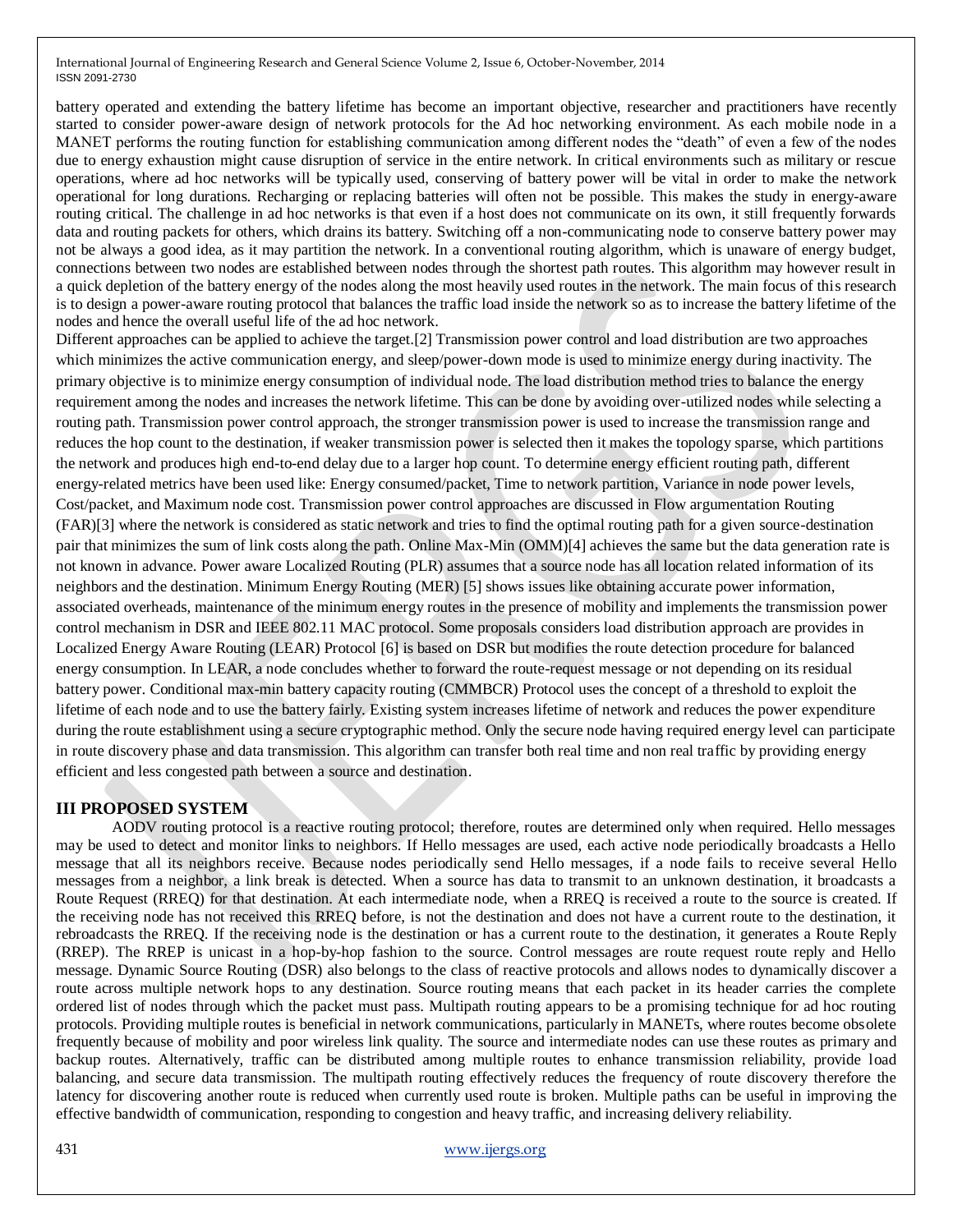battery operated and extending the battery lifetime has become an important objective, researcher and practitioners have recently started to consider power-aware design of network protocols for the Ad hoc networking environment. As each mobile node in a MANET performs the routing function for establishing communication among different nodes the "death" of even a few of the nodes due to energy exhaustion might cause disruption of service in the entire network. In critical environments such as military or rescue operations, where ad hoc networks will be typically used, conserving of battery power will be vital in order to make the network operational for long durations. Recharging or replacing batteries will often not be possible. This makes the study in energy-aware routing critical. The challenge in ad hoc networks is that even if a host does not communicate on its own, it still frequently forwards data and routing packets for others, which drains its battery. Switching off a non-communicating node to conserve battery power may not be always a good idea, as it may partition the network. In a conventional routing algorithm, which is unaware of energy budget, connections between two nodes are established between nodes through the shortest path routes. This algorithm may however result in a quick depletion of the battery energy of the nodes along the most heavily used routes in the network. The main focus of this research is to design a power-aware routing protocol that balances the traffic load inside the network so as to increase the battery lifetime of the nodes and hence the overall useful life of the ad hoc network.

Different approaches can be applied to achieve the target.[2] Transmission power control and load distribution are two approaches which minimizes the active communication energy, and sleep/power-down mode is used to minimize energy during inactivity. The primary objective is to minimize energy consumption of individual node. The load distribution method tries to balance the energy requirement among the nodes and increases the network lifetime. This can be done by avoiding over-utilized nodes while selecting a routing path. Transmission power control approach, the stronger transmission power is used to increase the transmission range and reduces the hop count to the destination, if weaker transmission power is selected then it makes the topology sparse, which partitions the network and produces high end-to-end delay due to a larger hop count. To determine energy efficient routing path, different energy-related metrics have been used like: Energy consumed/packet, Time to network partition, Variance in node power levels, Cost/packet, and Maximum node cost. Transmission power control approaches are discussed in Flow argumentation Routing (FAR)[3] where the network is considered as static network and tries to find the optimal routing path for a given source-destination pair that minimizes the sum of link costs along the path. Online Max-Min (OMM)[4] achieves the same but the data generation rate is not known in advance. Power aware Localized Routing (PLR) assumes that a source node has all location related information of its neighbors and the destination. Minimum Energy Routing (MER) [5] shows issues like obtaining accurate power information, associated overheads, maintenance of the minimum energy routes in the presence of mobility and implements the transmission power control mechanism in DSR and IEEE 802.11 MAC protocol. Some proposals considers load distribution approach are provides in Localized Energy Aware Routing (LEAR) Protocol [6] is based on DSR but modifies the route detection procedure for balanced energy consumption. In LEAR, a node concludes whether to forward the route-request message or not depending on its residual battery power. Conditional max-min battery capacity routing (CMMBCR) Protocol uses the concept of a threshold to exploit the lifetime of each node and to use the battery fairly. Existing system increases lifetime of network and reduces the power expenditure during the route establishment using a secure cryptographic method. Only the secure node having required energy level can participate in route discovery phase and data transmission. This algorithm can transfer both real time and non real traffic by providing energy efficient and less congested path between a source and destination.

## III PROPOSED SYSTEM

AODV routing protocol is a reactive routing protocol; therefore, routes are determined only when required. Hello messages may be used to detect and monitor links to neighbors. If Hello messages are used, each active node periodically broadcasts a Hello message that all its neighbors receive. Because nodes periodically send Hello messages, if a node fails to receive several Hello messages from a neighbor, a link break is detected. When a source has data to transmit to an unknown destination, it broadcasts a Route Request (RREQ) for that destination. At each intermediate node, when a RREQ is received a route to the source is created. If the receiving node has not received this RREQ before, is not the destination and does not have a current route to the destination, it rebroadcasts the RREQ. If the receiving node is the destination or has a current route to the destination, it generates a Route Reply (RREP). The RREP is unicast in a hop-by-hop fashion to the source. Control messages are route request route reply and Hello message. Dynamic Source Routing (DSR) also belongs to the class of reactive protocols and allows nodes to dynamically discover a route across multiple network hops to any destination. Source routing means that each packet in its header carries the complete ordered list of nodes through which the packet must pass. Multipath routing appears to be a promising technique for ad hoc routing protocols. Providing multiple routes is beneficial in network communications, particularly in MANETs, where routes become obsolete frequently because of mobility and poor wireless link quality. The source and intermediate nodes can use these routes as primary and backup routes. Alternatively, traffic can be distributed among multiple routes to enhance transmission reliability, provide load balancing, and secure data transmission. The multipath routing effectively reduces the frequency of route discovery therefore the latency for discovering another route is reduced when currently used route is broken. Multiple paths can be useful in improving the effective bandwidth of communication, responding to congestion and heavy traffic, and increasing delivery reliability.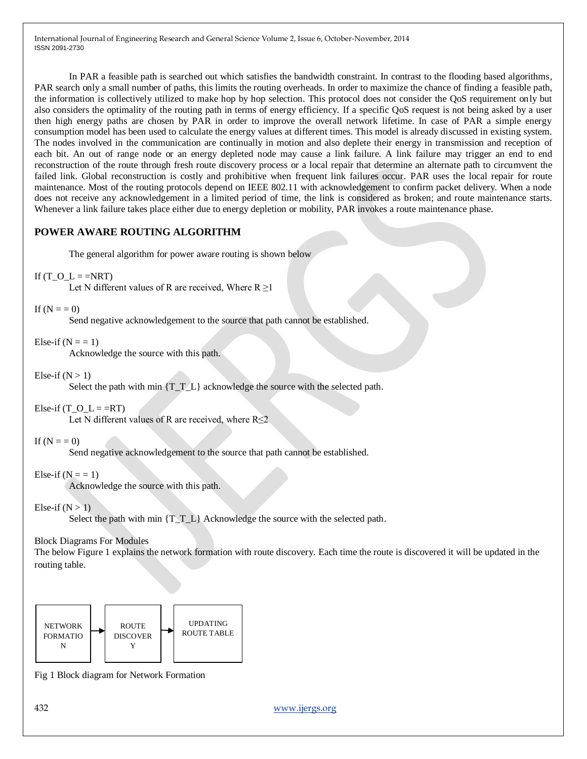In PAR a feasible path is searched out which satisfies the bandwidth constraint. In contrast to the flooding based algorithms, PAR search only a small number of paths, this limits the routing overheads. In order to maximize the chance of finding a feasible path, the information is collectively utilized to make hop by hop selection. This protocol does not consider the QoS requirement only but also considers the optimality of the routing path in terms of energy efficiency. If a specific QoS request is not being asked by a user then high energy paths are chosen by PAR in order to improve the overall network lifetime. In case of PAR a simple energy consumption model has been used to calculate the energy values at different times. This model is already discussed in existing system. The nodes involved in the communication are continually in motion and also deplete their energy in transmission and reception of each bit. An out of range node or an energy depleted node may cause a link failure. A link failure may trigger an end to end reconstruction of the route through fresh route discovery process or a local repair that determine an alternate path to circumvent the failed link. Global reconstruction is costly and prohibitive when frequent link failures occur. PAR uses the local repair for route maintenance. Most of the routing protocols depend on IEEE 802.11 with acknowledgement to confirm packet delivery. When a node does not receive any acknowledgement in a limited period of time, the link is considered as broken; and route maintenance starts. Whenever a link failure takes place either due to energy depletion or mobility, PAR invokes a route maintenance phase.

## POWER AWARE ROUTING ALGORITHM

The general algorithm for power aware routing is shown below

If (T_O_L = =NRT)

Let N different values of R are received, Where R ≥1

If (N = = 0)

Send negative acknowledgement to the source that path cannot be established.

Else-if (N = = 1)

Acknowledge the source with this path.

Else-if (N > 1)

Select the path with min {T_T_L} acknowledge the source with the selected path.

Else-if (T_O_L = =RT)

Let N different values of R are received, where R≤2

If (N = = 0)

Send negative acknowledgement to the source that path cannot be established.

Else-if (N = = 1)

Acknowledge the source with this path.

Else-if (N > 1)

Select the path with min {T_T_L} Acknowledge the source with the selected path.

Block Diagrams For Modules

The below Figure 1 explains the network formation with route discovery. Each time the route is discovered it will be updated in the routing table.

NETWORK FORMATION → ROUTE DISCOVERY → UPDATING ROUTE TABLE

Fig 1 Block diagram for Network Formation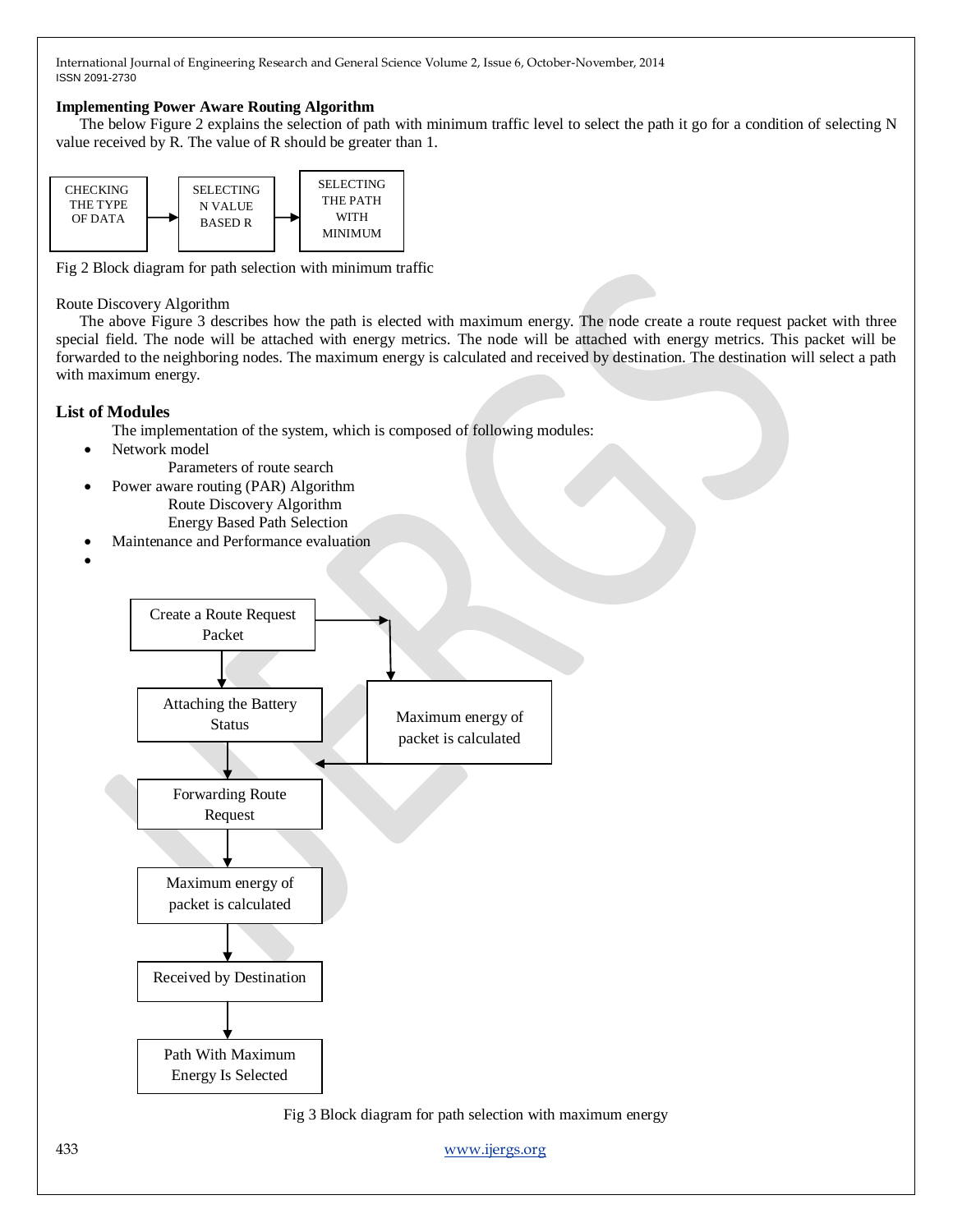**Implementing Power Aware Routing Algorithm**

The below Figure 2 explains the selection of path with minimum traffic level to select the path it go for a condition of selecting N value received by R. The value of R should be greater than 1.

CHECKING THE TYPE OF DATA → SELECTING N VALUE BASED R → SELECTING THE PATH WITH MINIMUM

Fig 2 Block diagram for path selection with minimum traffic

Route Discovery Algorithm

The above Figure 3 describes how the path is elected with maximum energy. The node create a route request packet with three special field. The node will be attached with energy metrics. The node will be attached with energy metrics. This packet will be forwarded to the neighboring nodes. The maximum energy is calculated and received by destination. The destination will select a path with maximum energy.

## List of Modules

The implementation of the system, which is composed of following modules:

- Network model
  - Parameters of route search
- Power aware routing (PAR) Algorithm
  - Route Discovery Algorithm
  - Energy Based Path Selection
- Maintenance and Performance evaluation

Create a Route Request Packet → Attaching the Battery Status → Forwarding Route Request → Maximum energy of packet is calculated → Received by Destination → Path With Maximum Energy Is Selected

(Create a Route Request Packet → Maximum energy of packet is calculated → Attaching the Battery Status)

Fig 3 Block diagram for path selection with maximum energy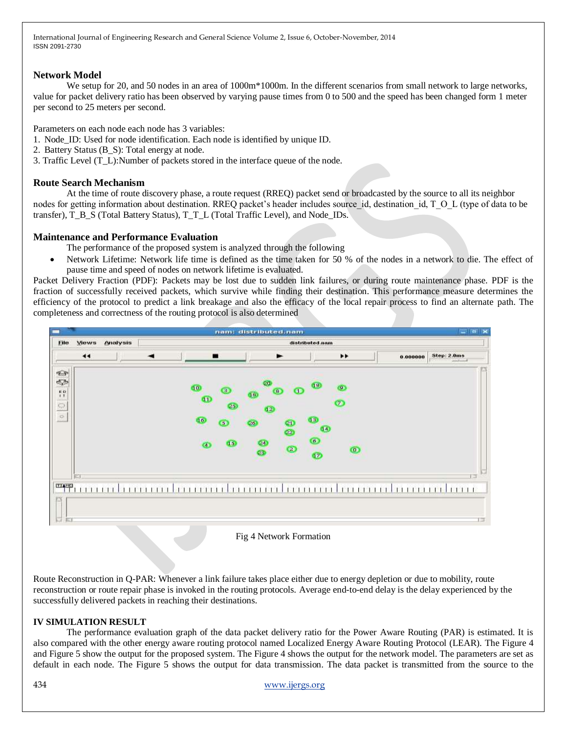### Network Model

We setup for 20, and 50 nodes in an area of 1000m*1000m. In the different scenarios from small network to large networks, value for packet delivery ratio has been observed by varying pause times from 0 to 500 and the speed has been changed form 1 meter per second to 25 meters per second.

Parameters on each node each node has 3 variables:

1. Node_ID: Used for node identification. Each node is identified by unique ID.
2. Battery Status (B_S): Total energy at node.
3. Traffic Level (T_L):Number of packets stored in the interface queue of the node.

### Route Search Mechanism

At the time of route discovery phase, a route request (RREQ) packet send or broadcasted by the source to all its neighbor nodes for getting information about destination. RREQ packet's header includes source_id, destination_id, T_O_L (type of data to be transfer), T_B_S (Total Battery Status), T_T_L (Total Traffic Level), and Node_IDs.

### Maintenance and Performance Evaluation

The performance of the proposed system is analyzed through the following

- Network Lifetime: Network life time is defined as the time taken for 50 % of the nodes in a network to die. The effect of pause time and speed of nodes on network lifetime is evaluated.

Packet Delivery Fraction (PDF): Packets may be lost due to sudden link failures, or during route maintenance phase. PDF is the fraction of successfully received packets, which survive while finding their destination. This performance measure determines the efficiency of the protocol to predict a link breakage and also the efficacy of the local repair process to find an alternate path. The completeness and correctness of the routing protocol is also determined

Fig 4 Network Formation

Route Reconstruction in Q-PAR: Whenever a link failure takes place either due to energy depletion or due to mobility, route reconstruction or route repair phase is invoked in the routing protocols. Average end-to-end delay is the delay experienced by the successfully delivered packets in reaching their destinations.

### IV SIMULATION RESULT

The performance evaluation graph of the data packet delivery ratio for the Power Aware Routing (PAR) is estimated. It is also compared with the other energy aware routing protocol named Localized Energy Aware Routing Protocol (LEAR). The Figure 4 and Figure 5 show the output for the proposed system. The Figure 4 shows the output for the network model. The parameters are set as default in each node. The Figure 5 shows the output for data transmission. The data packet is transmitted from the source to the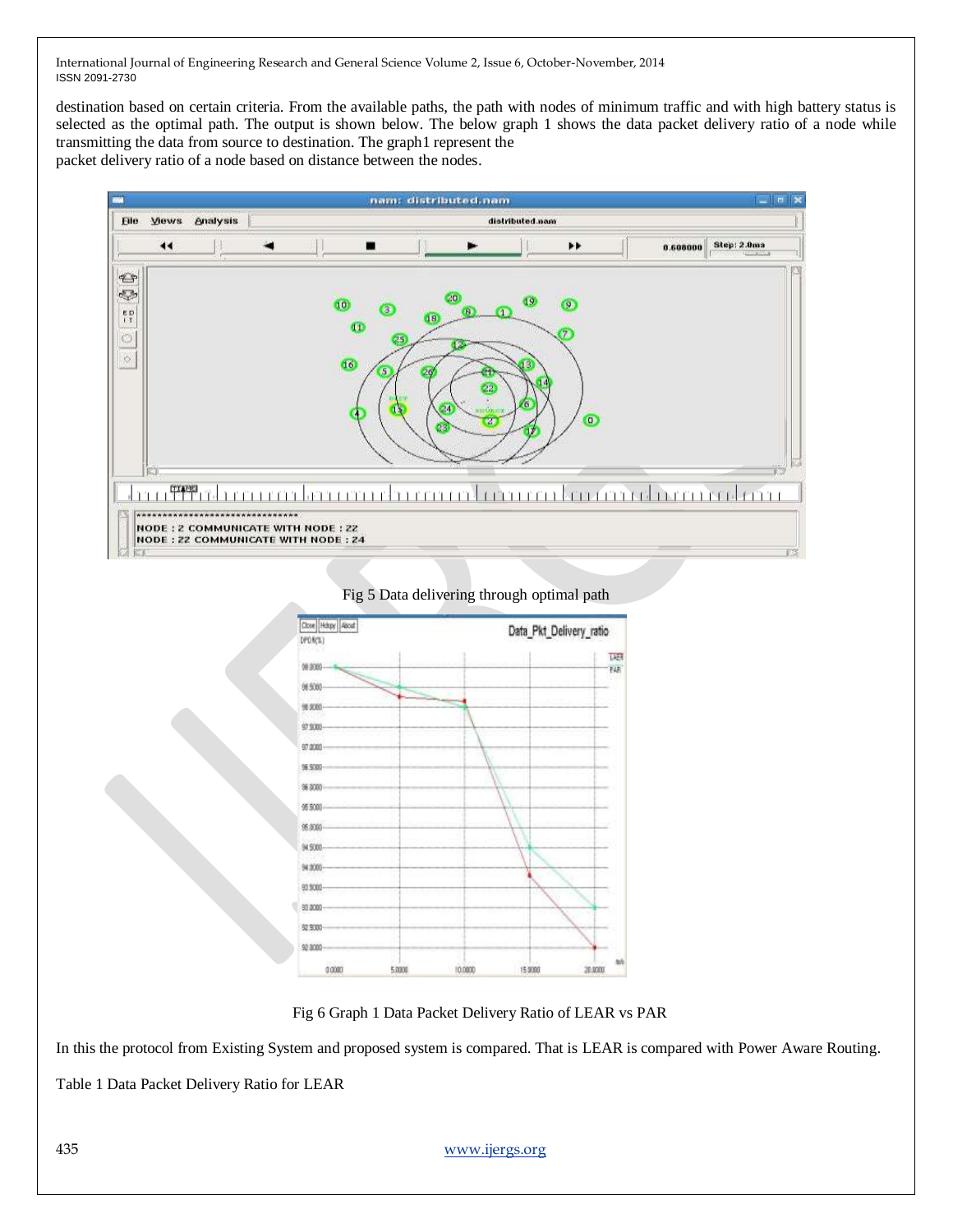destination based on certain criteria. From the available paths, the path with nodes of minimum traffic and with high battery status is selected as the optimal path. The output is shown below. The below graph 1 shows the data packet delivery ratio of a node while transmitting the data from source to destination. The graph1 represent the packet delivery ratio of a node based on distance between the nodes.

Fig 5 Data delivering through optimal path

Fig 6 Graph 1 Data Packet Delivery Ratio of LEAR vs PAR

In this the protocol from Existing System and proposed system is compared. That is LEAR is compared with Power Aware Routing.

Table 1 Data Packet Delivery Ratio for LEAR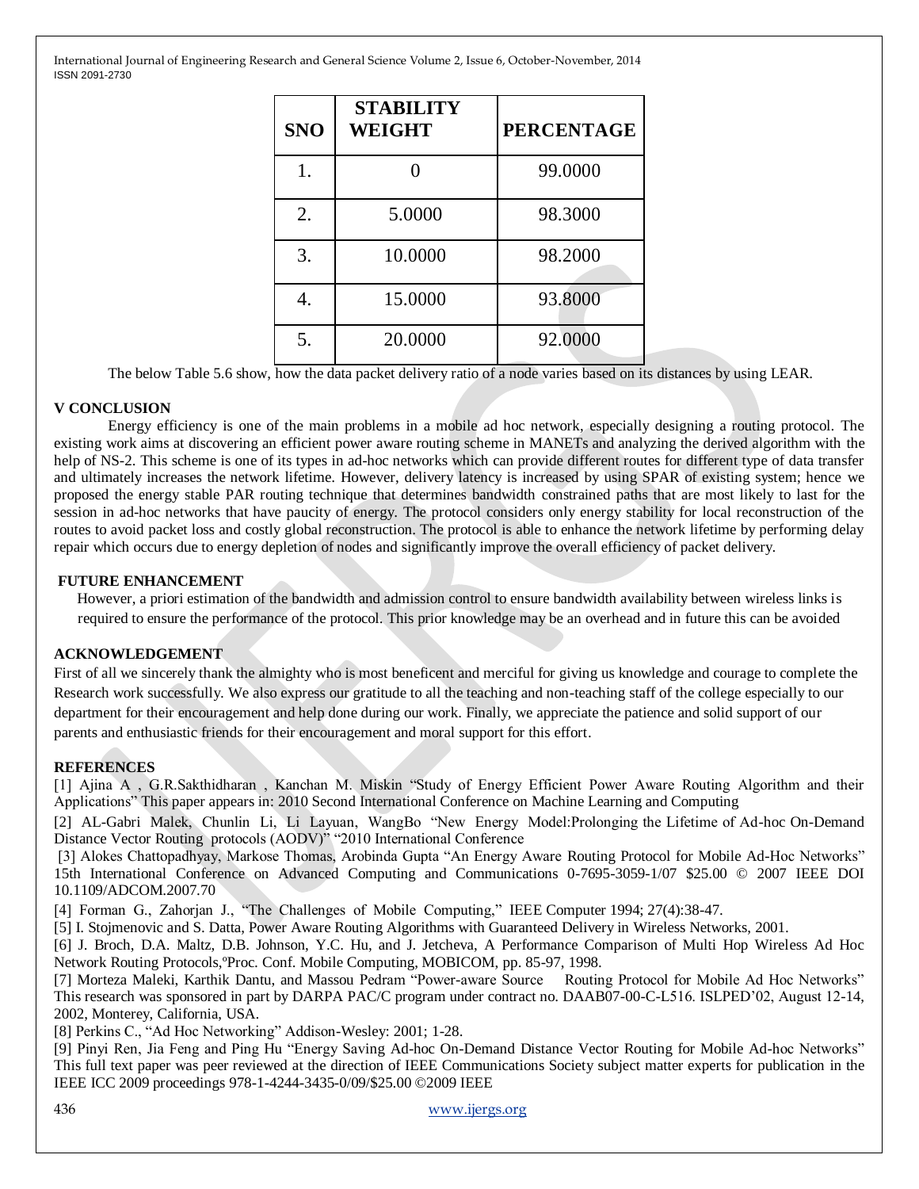| SNO | STABILITY WEIGHT | PERCENTAGE |
|---|---|---|
| 1. | 0 | 99.0000 |
| 2. | 5.0000 | 98.3000 |
| 3. | 10.0000 | 98.2000 |
| 4. | 15.0000 | 93.8000 |
| 5. | 20.0000 | 92.0000 |

The below Table 5.6 show, how the data packet delivery ratio of a node varies based on its distances by using LEAR.

## V CONCLUSION

Energy efficiency is one of the main problems in a mobile ad hoc network, especially designing a routing protocol. The existing work aims at discovering an efficient power aware routing scheme in MANETs and analyzing the derived algorithm with the help of NS-2. This scheme is one of its types in ad-hoc networks which can provide different routes for different type of data transfer and ultimately increases the network lifetime. However, delivery latency is increased by using SPAR of existing system; hence we proposed the energy stable PAR routing technique that determines bandwidth constrained paths that are most likely to last for the session in ad-hoc networks that have paucity of energy. The protocol considers only energy stability for local reconstruction of the routes to avoid packet loss and costly global reconstruction. The protocol is able to enhance the network lifetime by performing delay repair which occurs due to energy depletion of nodes and significantly improve the overall efficiency of packet delivery.

## FUTURE ENHANCEMENT

However, a priori estimation of the bandwidth and admission control to ensure bandwidth availability between wireless links is required to ensure the performance of the protocol. This prior knowledge may be an overhead and in future this can be avoided

## ACKNOWLEDGEMENT

First of all we sincerely thank the almighty who is most beneficent and merciful for giving us knowledge and courage to complete the Research work successfully. We also express our gratitude to all the teaching and non-teaching staff of the college especially to our department for their encouragement and help done during our work. Finally, we appreciate the patience and solid support of our parents and enthusiastic friends for their encouragement and moral support for this effort.

## REFERENCES

[1] Ajina A , G.R.Sakthidharan , Kanchan M. Miskin "Study of Energy Efficient Power Aware Routing Algorithm and their Applications" This paper appears in: 2010 Second International Conference on Machine Learning and Computing

[2] AL-Gabri Malek, Chunlin Li, Li Layuan, WangBo "New Energy Model:Prolonging the Lifetime of Ad-hoc On-Demand Distance Vector Routing protocols (AODV)" "2010 International Conference

[3] Alokes Chattopadhyay, Markose Thomas, Arobinda Gupta "An Energy Aware Routing Protocol for Mobile Ad-Hoc Networks" 15th International Conference on Advanced Computing and Communications 0-7695-3059-1/07 $25.00 © 2007 IEEE DOI 10.1109/ADCOM.2007.70

[4] Forman G., Zahorjan J., "The Challenges of Mobile Computing," IEEE Computer 1994; 27(4):38-47.

[5] I. Stojmenovic and S. Datta, Power Aware Routing Algorithms with Guaranteed Delivery in Wireless Networks, 2001.

[6] J. Broch, D.A. Maltz, D.B. Johnson, Y.C. Hu, and J. Jetcheva, A Performance Comparison of Multi Hop Wireless Ad Hoc Network Routing Protocols,ºProc. Conf. Mobile Computing, MOBICOM, pp. 85-97, 1998.

[7] Morteza Maleki, Karthik Dantu, and Massou Pedram "Power-aware Source Routing Protocol for Mobile Ad Hoc Networks" This research was sponsored in part by DARPA PAC/C program under contract no. DAAB07-00-C-L516. ISLPED'02, August 12-14, 2002, Monterey, California, USA.

[8] Perkins C., "Ad Hoc Networking" Addison-Wesley: 2001; 1-28.

[9] Pinyi Ren, Jia Feng and Ping Hu "Energy Saving Ad-hoc On-Demand Distance Vector Routing for Mobile Ad-hoc Networks" This full text paper was peer reviewed at the direction of IEEE Communications Society subject matter experts for publication in the IEEE ICC 2009 proceedings 978-1-4244-3435-0/09/$25.00 ©2009 IEEE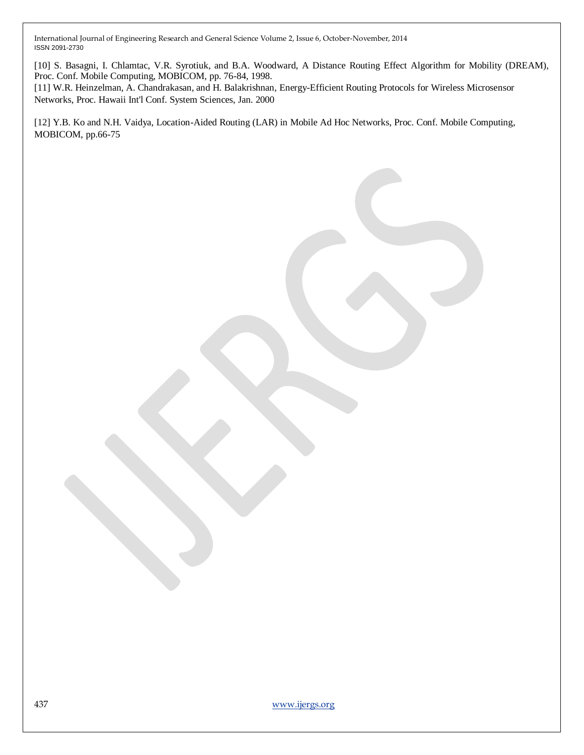[10] S. Basagni, I. Chlamtac, V.R. Syrotiuk, and B.A. Woodward, A Distance Routing Effect Algorithm for Mobility (DREAM), Proc. Conf. Mobile Computing, MOBICOM, pp. 76-84, 1998.

[11] W.R. Heinzelman, A. Chandrakasan, and H. Balakrishnan, Energy-Efficient Routing Protocols for Wireless Microsensor Networks, Proc. Hawaii Int'l Conf. System Sciences, Jan. 2000

[12] Y.B. Ko and N.H. Vaidya, Location-Aided Routing (LAR) in Mobile Ad Hoc Networks, Proc. Conf. Mobile Computing, MOBICOM, pp.66-75